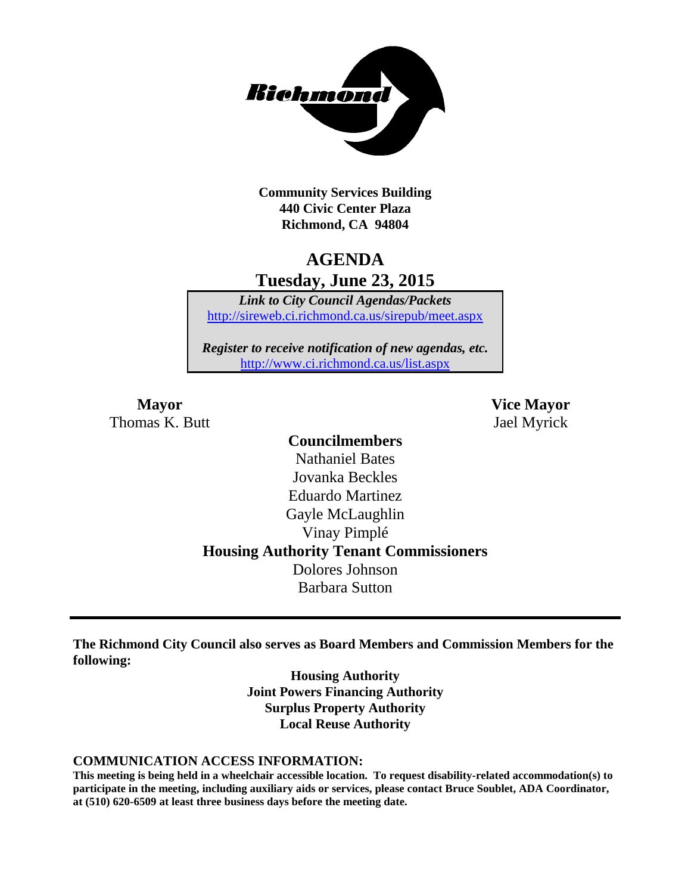**Community Services Building**
**440 Civic Center Plaza**
**Richmond, CA 94804**

# AGENDA
## Tuesday, June 23, 2015

*Link to City Council Agendas/Packets*
http://sireweb.ci.richmond.ca.us/sirepub/meet.aspx

*Register to receive notification of new agendas, etc.*
http://www.ci.richmond.ca.us/list.aspx

**Mayor**
Thomas K. Butt

**Vice Mayor**
Jael Myrick

**Councilmembers**
Nathaniel Bates
Jovanka Beckles
Eduardo Martinez
Gayle McLaughlin
Vinay Pimplé

**Housing Authority Tenant Commissioners**
Dolores Johnson
Barbara Sutton

---

**The Richmond City Council also serves as Board Members and Commission Members for the following:**

**Housing Authority**
**Joint Powers Financing Authority**
**Surplus Property Authority**
**Local Reuse Authority**

**COMMUNICATION ACCESS INFORMATION:**
**This meeting is being held in a wheelchair accessible location. To request disability-related accommodation(s) to participate in the meeting, including auxiliary aids or services, please contact Bruce Soublet, ADA Coordinator, at (510) 620-6509 at least three business days before the meeting date.**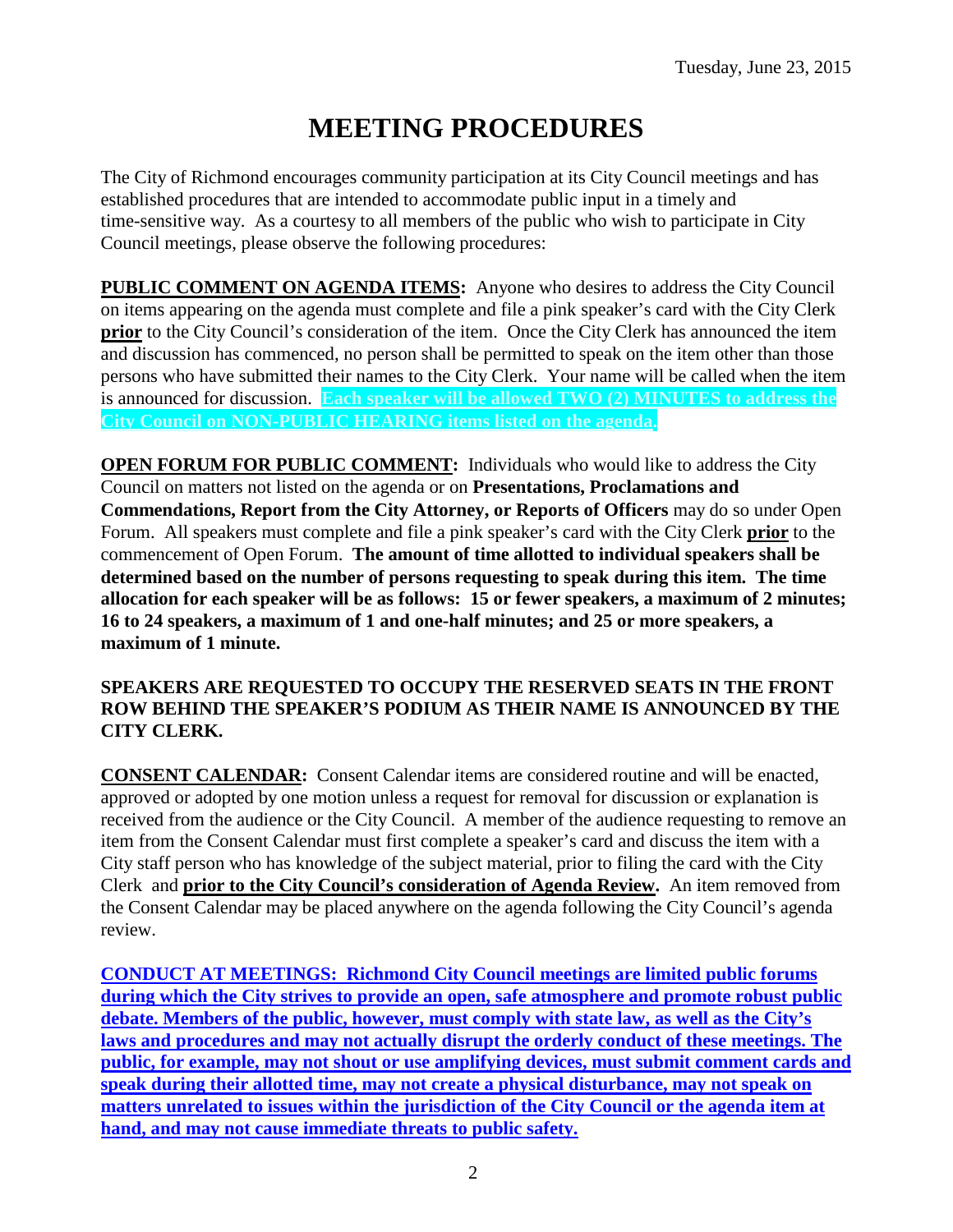# MEETING PROCEDURES

The City of Richmond encourages community participation at its City Council meetings and has established procedures that are intended to accommodate public input in a timely and time-sensitive way. As a courtesy to all members of the public who wish to participate in City Council meetings, please observe the following procedures:

**PUBLIC COMMENT ON AGENDA ITEMS:** Anyone who desires to address the City Council on items appearing on the agenda must complete and file a pink speaker's card with the City Clerk **prior** to the City Council's consideration of the item. Once the City Clerk has announced the item and discussion has commenced, no person shall be permitted to speak on the item other than those persons who have submitted their names to the City Clerk. Your name will be called when the item is announced for discussion. **Each speaker will be allowed TWO (2) MINUTES to address the City Council on NON-PUBLIC HEARING items listed on the agenda.**

**OPEN FORUM FOR PUBLIC COMMENT:** Individuals who would like to address the City Council on matters not listed on the agenda or on **Presentations, Proclamations and Commendations, Report from the City Attorney, or Reports of Officers** may do so under Open Forum. All speakers must complete and file a pink speaker's card with the City Clerk **prior** to the commencement of Open Forum. **The amount of time allotted to individual speakers shall be determined based on the number of persons requesting to speak during this item. The time allocation for each speaker will be as follows: 15 or fewer speakers, a maximum of 2 minutes; 16 to 24 speakers, a maximum of 1 and one-half minutes; and 25 or more speakers, a maximum of 1 minute.**

**SPEAKERS ARE REQUESTED TO OCCUPY THE RESERVED SEATS IN THE FRONT ROW BEHIND THE SPEAKER'S PODIUM AS THEIR NAME IS ANNOUNCED BY THE CITY CLERK.**

**CONSENT CALENDAR:** Consent Calendar items are considered routine and will be enacted, approved or adopted by one motion unless a request for removal for discussion or explanation is received from the audience or the City Council. A member of the audience requesting to remove an item from the Consent Calendar must first complete a speaker's card and discuss the item with a City staff person who has knowledge of the subject material, prior to filing the card with the City Clerk and **prior to the City Council's consideration of Agenda Review.** An item removed from the Consent Calendar may be placed anywhere on the agenda following the City Council's agenda review.

**CONDUCT AT MEETINGS: Richmond City Council meetings are limited public forums during which the City strives to provide an open, safe atmosphere and promote robust public debate. Members of the public, however, must comply with state law, as well as the City's laws and procedures and may not actually disrupt the orderly conduct of these meetings. The public, for example, may not shout or use amplifying devices, must submit comment cards and speak during their allotted time, may not create a physical disturbance, may not speak on matters unrelated to issues within the jurisdiction of the City Council or the agenda item at hand, and may not cause immediate threats to public safety.**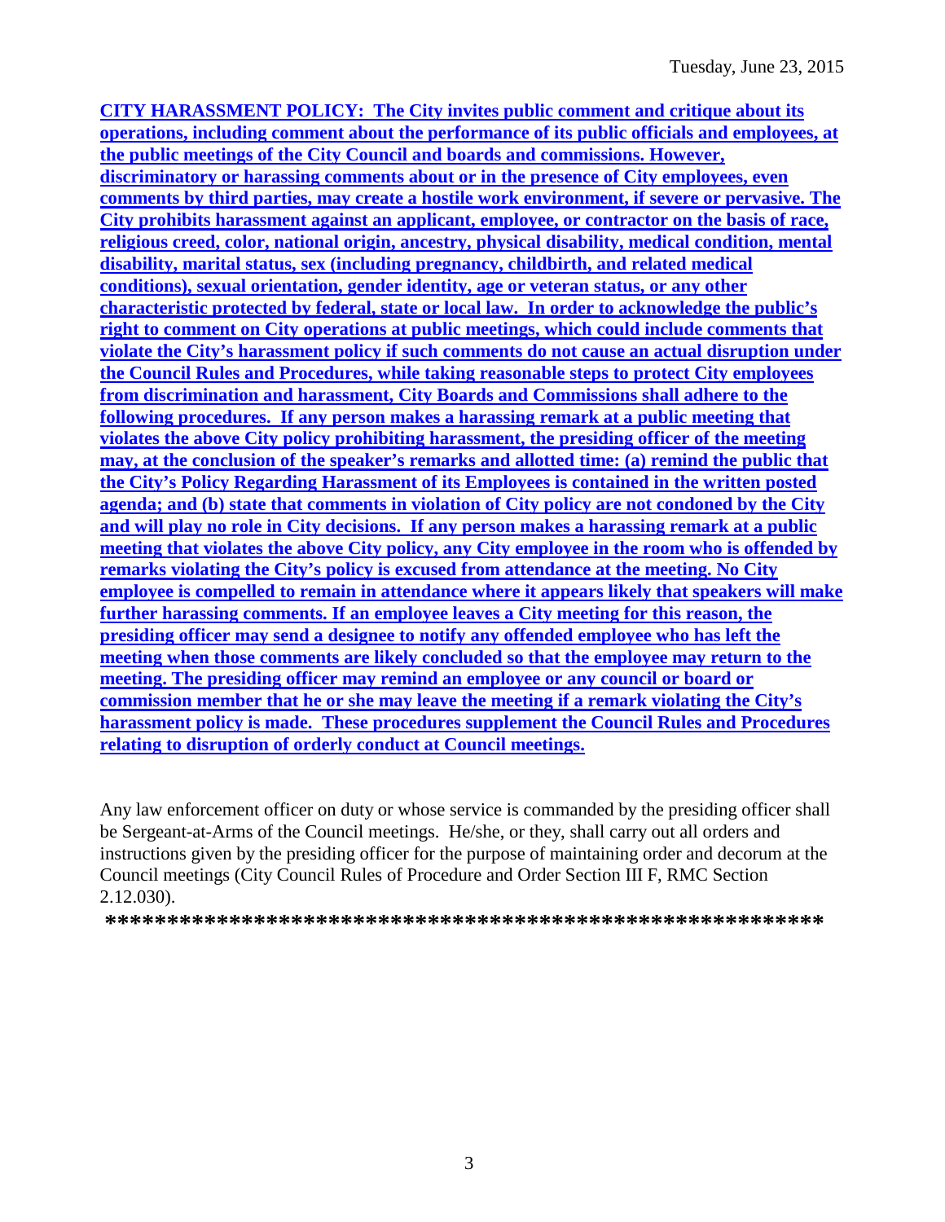**CITY HARASSMENT POLICY: The City invites public comment and critique about its operations, including comment about the performance of its public officials and employees, at the public meetings of the City Council and boards and commissions. However, discriminatory or harassing comments about or in the presence of City employees, even comments by third parties, may create a hostile work environment, if severe or pervasive. The City prohibits harassment against an applicant, employee, or contractor on the basis of race, religious creed, color, national origin, ancestry, physical disability, medical condition, mental disability, marital status, sex (including pregnancy, childbirth, and related medical conditions), sexual orientation, gender identity, age or veteran status, or any other characteristic protected by federal, state or local law. In order to acknowledge the public's right to comment on City operations at public meetings, which could include comments that violate the City's harassment policy if such comments do not cause an actual disruption under the Council Rules and Procedures, while taking reasonable steps to protect City employees from discrimination and harassment, City Boards and Commissions shall adhere to the following procedures. If any person makes a harassing remark at a public meeting that violates the above City policy prohibiting harassment, the presiding officer of the meeting may, at the conclusion of the speaker's remarks and allotted time: (a) remind the public that the City's Policy Regarding Harassment of its Employees is contained in the written posted agenda; and (b) state that comments in violation of City policy are not condoned by the City and will play no role in City decisions. If any person makes a harassing remark at a public meeting that violates the above City policy, any City employee in the room who is offended by remarks violating the City's policy is excused from attendance at the meeting. No City employee is compelled to remain in attendance where it appears likely that speakers will make further harassing comments. If an employee leaves a City meeting for this reason, the presiding officer may send a designee to notify any offended employee who has left the meeting when those comments are likely concluded so that the employee may return to the meeting. The presiding officer may remind an employee or any council or board or commission member that he or she may leave the meeting if a remark violating the City's harassment policy is made. These procedures supplement the Council Rules and Procedures relating to disruption of orderly conduct at Council meetings.**

Any law enforcement officer on duty or whose service is commanded by the presiding officer shall be Sergeant-at-Arms of the Council meetings. He/she, or they, shall carry out all orders and instructions given by the presiding officer for the purpose of maintaining order and decorum at the Council meetings (City Council Rules of Procedure and Order Section III F, RMC Section 2.12.030).

**\*\*\*\*\*\*\*\*\*\*\*\*\*\*\*\*\*\*\*\*\*\*\*\*\*\*\*\*\*\*\*\*\*\*\*\*\*\*\*\*\*\*\*\*\*\*\*\*\*\*\*\*\*\*\*\*\*\*\*\***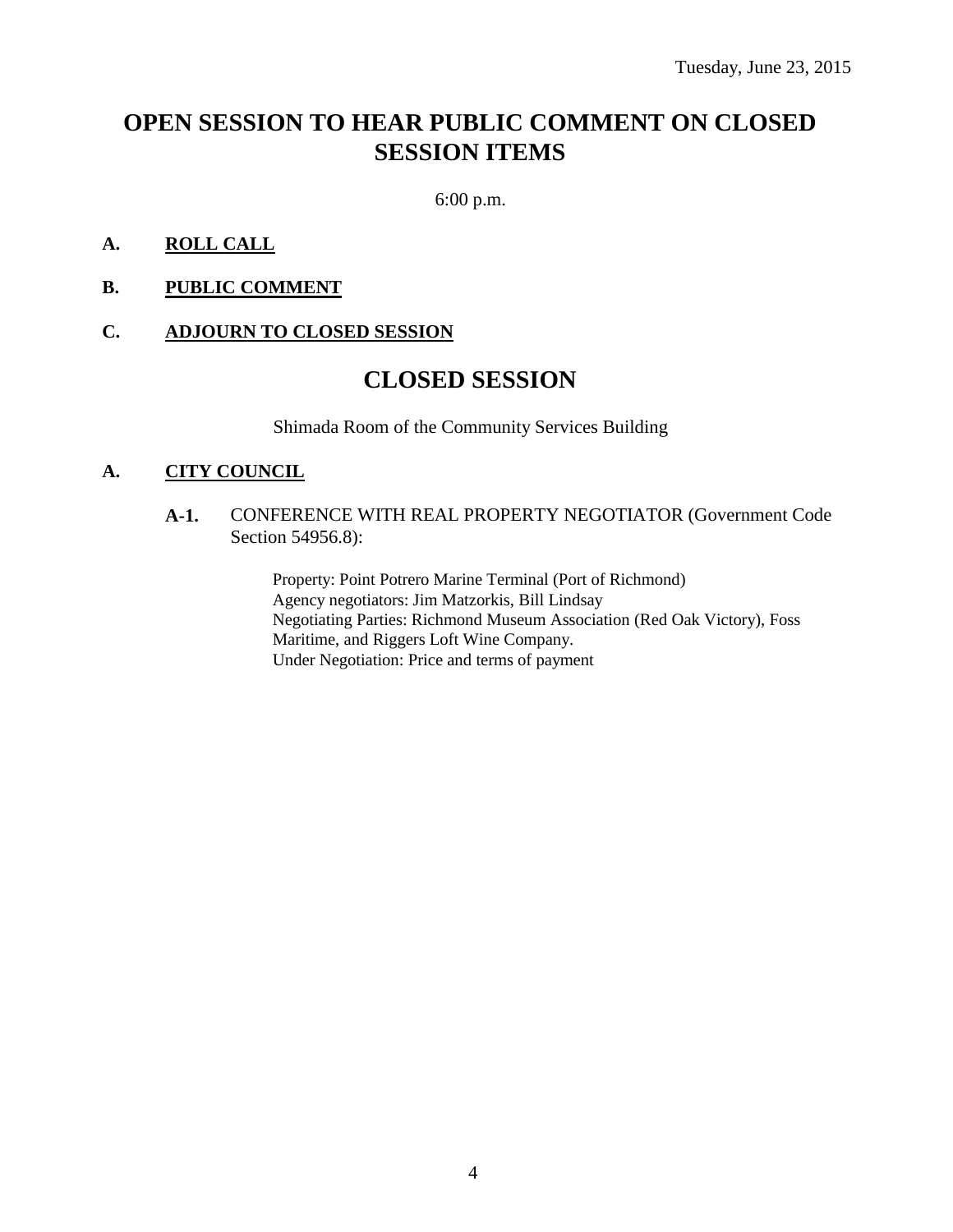Tuesday, June 23, 2015

# OPEN SESSION TO HEAR PUBLIC COMMENT ON CLOSED SESSION ITEMS

6:00 p.m.

**A. ROLL CALL**

**B. PUBLIC COMMENT**

**C. ADJOURN TO CLOSED SESSION**

# CLOSED SESSION

Shimada Room of the Community Services Building

**A. CITY COUNCIL**

**A-1.** CONFERENCE WITH REAL PROPERTY NEGOTIATOR (Government Code Section 54956.8):

Property: Point Potrero Marine Terminal (Port of Richmond)
Agency negotiators: Jim Matzorkis, Bill Lindsay
Negotiating Parties: Richmond Museum Association (Red Oak Victory), Foss Maritime, and Riggers Loft Wine Company.
Under Negotiation: Price and terms of payment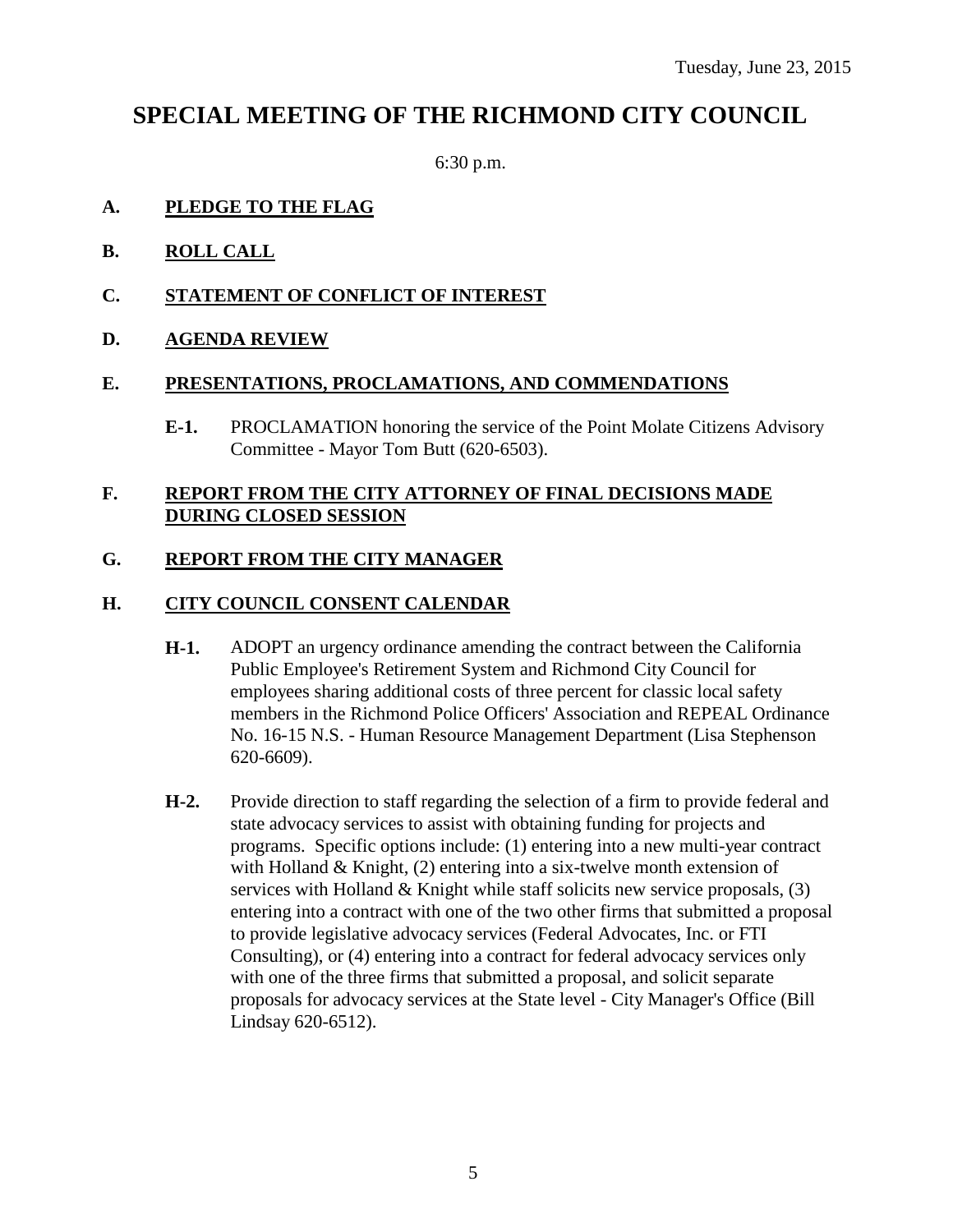Tuesday, June 23, 2015

# SPECIAL MEETING OF THE RICHMOND CITY COUNCIL

6:30 p.m.

**A. PLEDGE TO THE FLAG**

**B. ROLL CALL**

**C. STATEMENT OF CONFLICT OF INTEREST**

**D. AGENDA REVIEW**

**E. PRESENTATIONS, PROCLAMATIONS, AND COMMENDATIONS**

**E-1.** PROCLAMATION honoring the service of the Point Molate Citizens Advisory Committee - Mayor Tom Butt (620-6503).

**F. REPORT FROM THE CITY ATTORNEY OF FINAL DECISIONS MADE DURING CLOSED SESSION**

**G. REPORT FROM THE CITY MANAGER**

**H. CITY COUNCIL CONSENT CALENDAR**

**H-1.** ADOPT an urgency ordinance amending the contract between the California Public Employee's Retirement System and Richmond City Council for employees sharing additional costs of three percent for classic local safety members in the Richmond Police Officers' Association and REPEAL Ordinance No. 16-15 N.S. - Human Resource Management Department (Lisa Stephenson 620-6609).

**H-2.** Provide direction to staff regarding the selection of a firm to provide federal and state advocacy services to assist with obtaining funding for projects and programs. Specific options include: (1) entering into a new multi-year contract with Holland & Knight, (2) entering into a six-twelve month extension of services with Holland & Knight while staff solicits new service proposals, (3) entering into a contract with one of the two other firms that submitted a proposal to provide legislative advocacy services (Federal Advocates, Inc. or FTI Consulting), or (4) entering into a contract for federal advocacy services only with one of the three firms that submitted a proposal, and solicit separate proposals for advocacy services at the State level - City Manager's Office (Bill Lindsay 620-6512).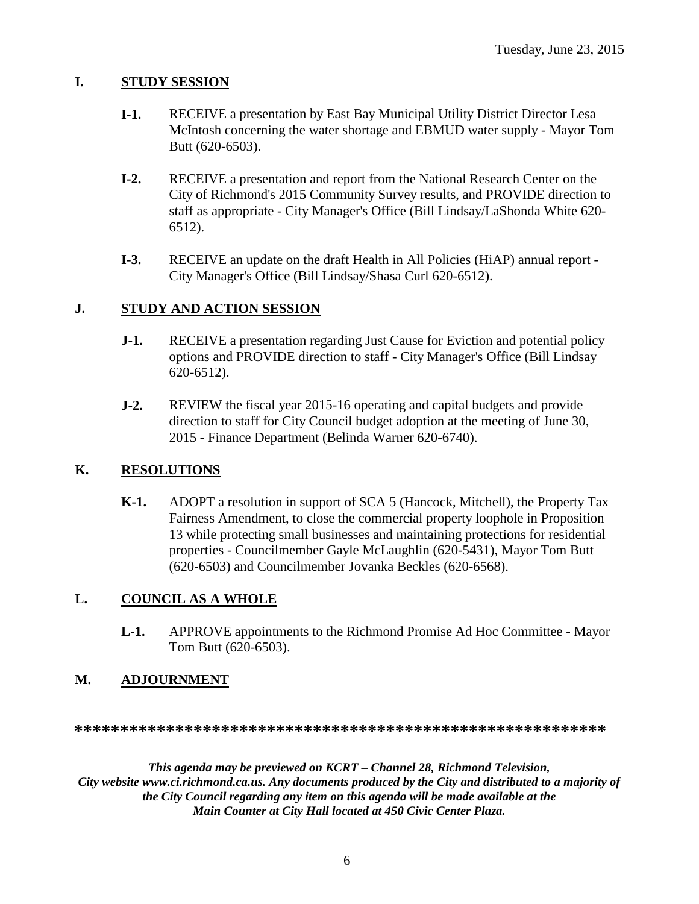Tuesday, June 23, 2015

## I. STUDY SESSION

**I-1.** RECEIVE a presentation by East Bay Municipal Utility District Director Lesa McIntosh concerning the water shortage and EBMUD water supply - Mayor Tom Butt (620-6503).

**I-2.** RECEIVE a presentation and report from the National Research Center on the City of Richmond's 2015 Community Survey results, and PROVIDE direction to staff as appropriate - City Manager's Office (Bill Lindsay/LaShonda White 620-6512).

**I-3.** RECEIVE an update on the draft Health in All Policies (HiAP) annual report - City Manager's Office (Bill Lindsay/Shasa Curl 620-6512).

## J. STUDY AND ACTION SESSION

**J-1.** RECEIVE a presentation regarding Just Cause for Eviction and potential policy options and PROVIDE direction to staff - City Manager's Office (Bill Lindsay 620-6512).

**J-2.** REVIEW the fiscal year 2015-16 operating and capital budgets and provide direction to staff for City Council budget adoption at the meeting of June 30, 2015 - Finance Department (Belinda Warner 620-6740).

## K. RESOLUTIONS

**K-1.** ADOPT a resolution in support of SCA 5 (Hancock, Mitchell), the Property Tax Fairness Amendment, to close the commercial property loophole in Proposition 13 while protecting small businesses and maintaining protections for residential properties - Councilmember Gayle McLaughlin (620-5431), Mayor Tom Butt (620-6503) and Councilmember Jovanka Beckles (620-6568).

## L. COUNCIL AS A WHOLE

**L-1.** APPROVE appointments to the Richmond Promise Ad Hoc Committee - Mayor Tom Butt (620-6503).

## M. ADJOURNMENT

**********************************************************

***This agenda may be previewed on KCRT – Channel 28, Richmond Television, City website www.ci.richmond.ca.us. Any documents produced by the City and distributed to a majority of the City Council regarding any item on this agenda will be made available at the Main Counter at City Hall located at 450 Civic Center Plaza.***